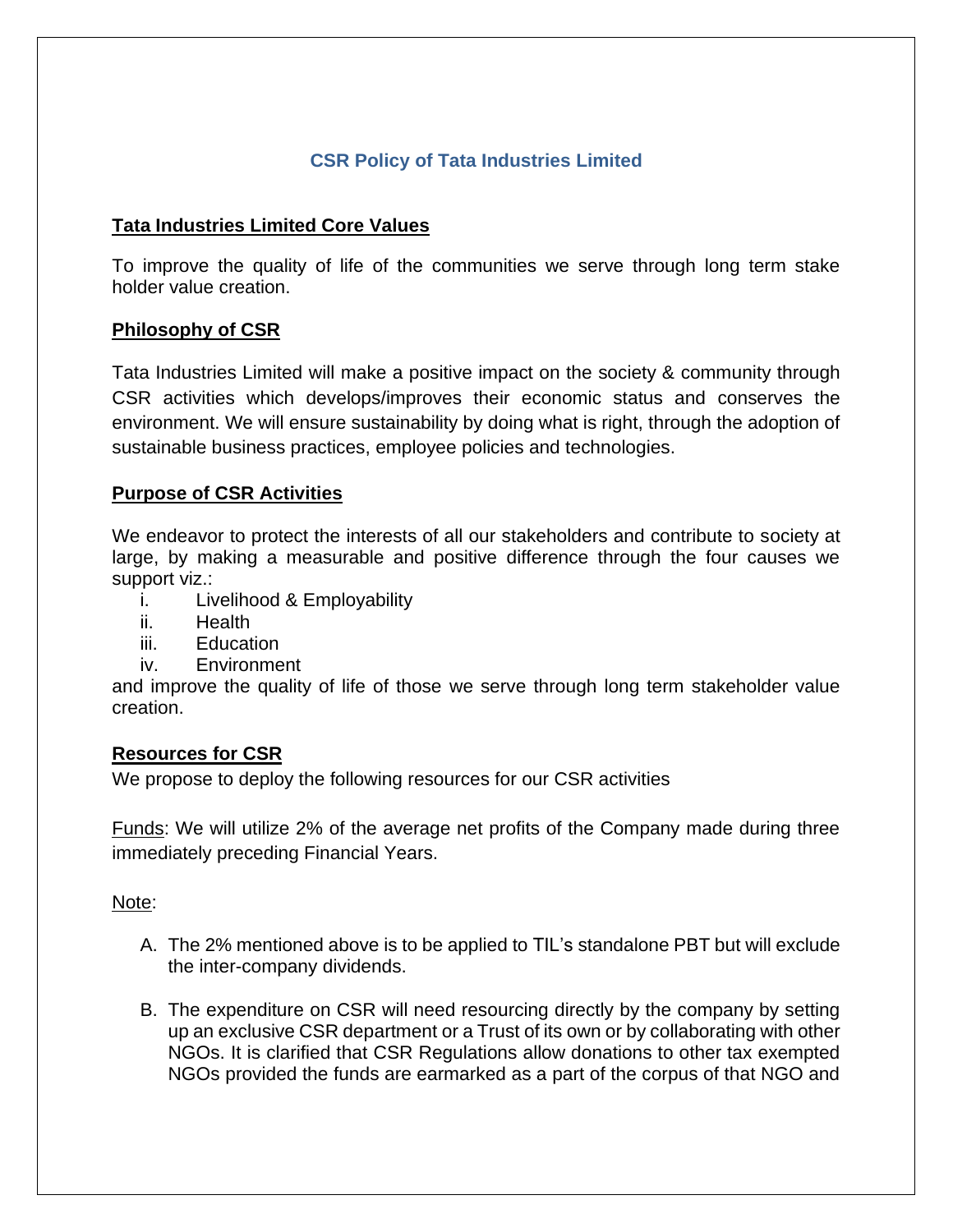# CSR Policy of Tata Industries Limited

## Tata Industries Limited Core Values

To improve the quality of life of the communities we serve through long term stake holder value creation.

## Philosophy of CSR

Tata Industries Limited will make a positive impact on the society & community through CSR activities which develops/improves their economic status and conserves the environment. We will ensure sustainability by doing what is right, through the adoption of sustainable business practices, employee policies and technologies.

## Purpose of CSR Activities

We endeavor to protect the interests of all our stakeholders and contribute to society at large, by making a measurable and positive difference through the four causes we support viz.:

i. Livelihood & Employability
ii. Health
iii. Education
iv. Environment

and improve the quality of life of those we serve through long term stakeholder value creation.

## Resources for CSR

We propose to deploy the following resources for our CSR activities

Funds: We will utilize 2% of the average net profits of the Company made during three immediately preceding Financial Years.

Note:

A. The 2% mentioned above is to be applied to TIL's standalone PBT but will exclude the inter-company dividends.

B. The expenditure on CSR will need resourcing directly by the company by setting up an exclusive CSR department or a Trust of its own or by collaborating with other NGOs. It is clarified that CSR Regulations allow donations to other tax exempted NGOs provided the funds are earmarked as a part of the corpus of that NGO and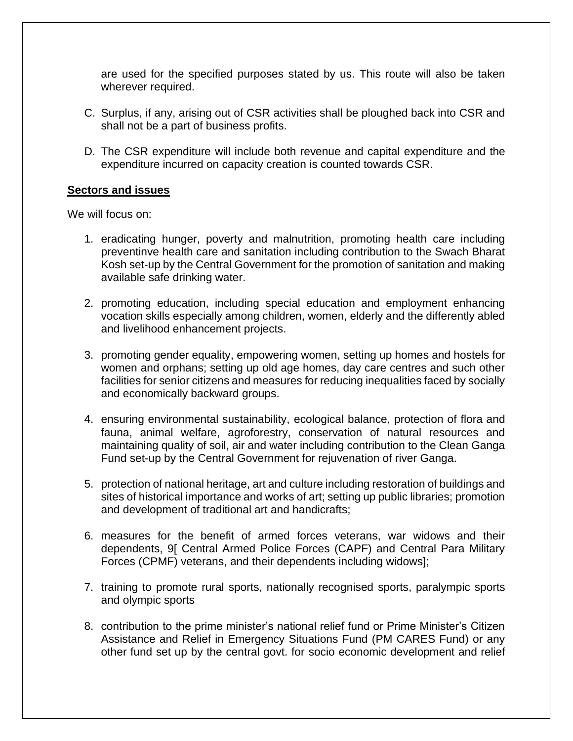are used for the specified purposes stated by us. This route will also be taken wherever required.

C. Surplus, if any, arising out of CSR activities shall be ploughed back into CSR and shall not be a part of business profits.

D. The CSR expenditure will include both revenue and capital expenditure and the expenditure incurred on capacity creation is counted towards CSR.

**Sectors and issues**

We will focus on:

1. eradicating hunger, poverty and malnutrition, promoting health care including preventinve health care and sanitation including contribution to the Swach Bharat Kosh set-up by the Central Government for the promotion of sanitation and making available safe drinking water.

2. promoting education, including special education and employment enhancing vocation skills especially among children, women, elderly and the differently abled and livelihood enhancement projects.

3. promoting gender equality, empowering women, setting up homes and hostels for women and orphans; setting up old age homes, day care centres and such other facilities for senior citizens and measures for reducing inequalities faced by socially and economically backward groups.

4. ensuring environmental sustainability, ecological balance, protection of flora and fauna, animal welfare, agroforestry, conservation of natural resources and maintaining quality of soil, air and water including contribution to the Clean Ganga Fund set-up by the Central Government for rejuvenation of river Ganga.

5. protection of national heritage, art and culture including restoration of buildings and sites of historical importance and works of art; setting up public libraries; promotion and development of traditional art and handicrafts;

6. measures for the benefit of armed forces veterans, war widows and their dependents, 9[ Central Armed Police Forces (CAPF) and Central Para Military Forces (CPMF) veterans, and their dependents including widows];

7. training to promote rural sports, nationally recognised sports, paralympic sports and olympic sports

8. contribution to the prime minister's national relief fund or Prime Minister's Citizen Assistance and Relief in Emergency Situations Fund (PM CARES Fund) or any other fund set up by the central govt. for socio economic development and relief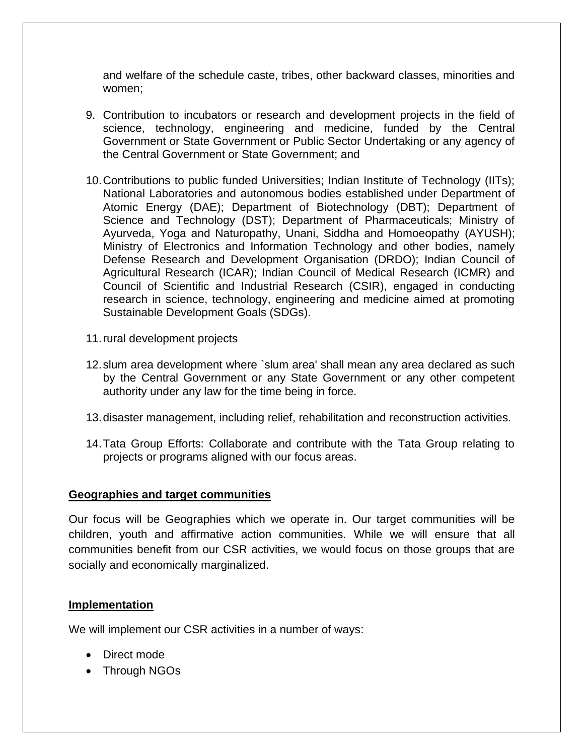and welfare of the schedule caste, tribes, other backward classes, minorities and women;

9. Contribution to incubators or research and development projects in the field of science, technology, engineering and medicine, funded by the Central Government or State Government or Public Sector Undertaking or any agency of the Central Government or State Government; and

10. Contributions to public funded Universities; Indian Institute of Technology (IITs); National Laboratories and autonomous bodies established under Department of Atomic Energy (DAE); Department of Biotechnology (DBT); Department of Science and Technology (DST); Department of Pharmaceuticals; Ministry of Ayurveda, Yoga and Naturopathy, Unani, Siddha and Homoeopathy (AYUSH); Ministry of Electronics and Information Technology and other bodies, namely Defense Research and Development Organisation (DRDO); Indian Council of Agricultural Research (ICAR); Indian Council of Medical Research (ICMR) and Council of Scientific and Industrial Research (CSIR), engaged in conducting research in science, technology, engineering and medicine aimed at promoting Sustainable Development Goals (SDGs).

11. rural development projects

12. slum area development where `slum area' shall mean any area declared as such by the Central Government or any State Government or any other competent authority under any law for the time being in force.

13. disaster management, including relief, rehabilitation and reconstruction activities.

14. Tata Group Efforts: Collaborate and contribute with the Tata Group relating to projects or programs aligned with our focus areas.

**Geographies and target communities**

Our focus will be Geographies which we operate in. Our target communities will be children, youth and affirmative action communities. While we will ensure that all communities benefit from our CSR activities, we would focus on those groups that are socially and economically marginalized.

**Implementation**

We will implement our CSR activities in a number of ways:

- Direct mode
- Through NGOs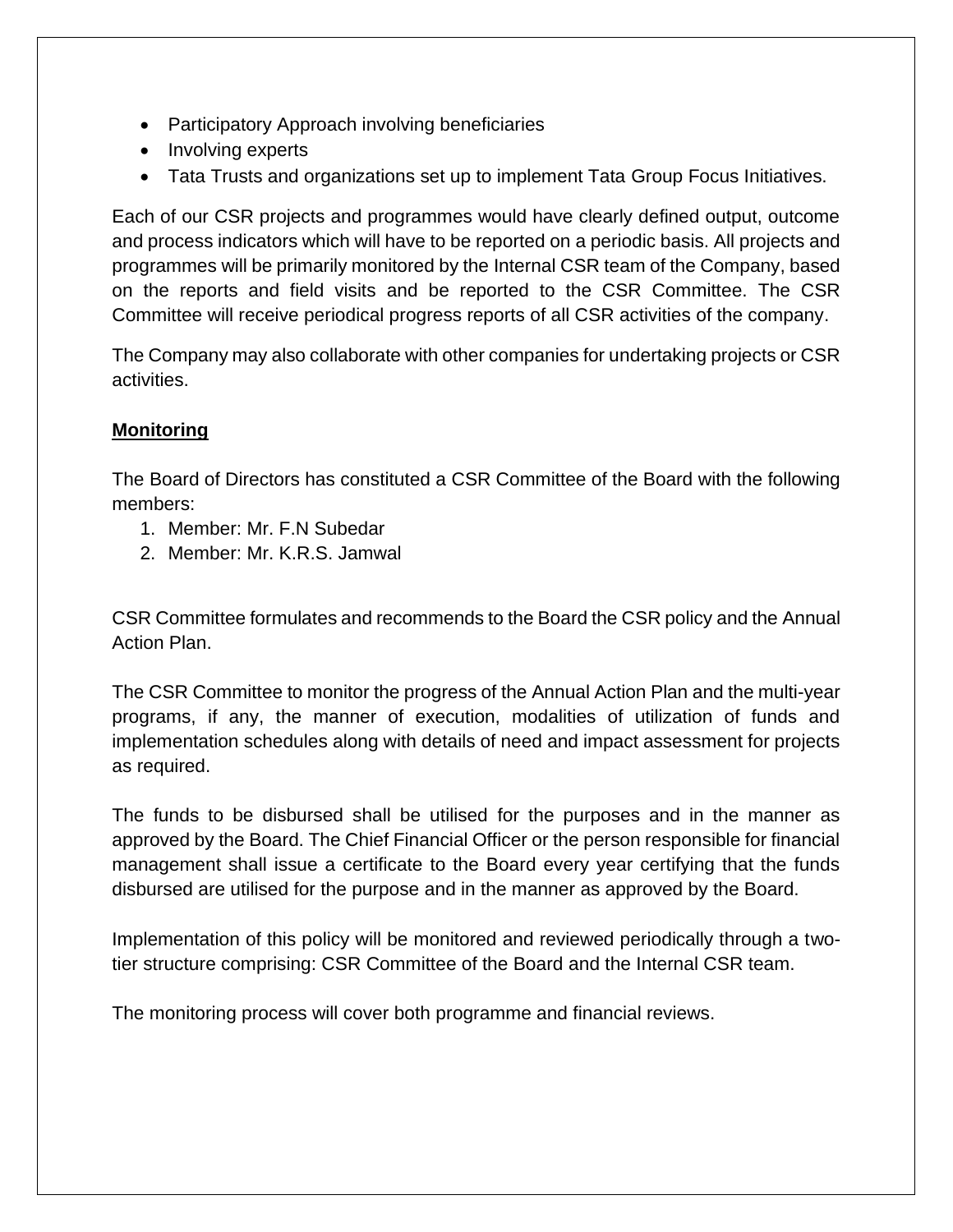- Participatory Approach involving beneficiaries
- Involving experts
- Tata Trusts and organizations set up to implement Tata Group Focus Initiatives.

Each of our CSR projects and programmes would have clearly defined output, outcome and process indicators which will have to be reported on a periodic basis. All projects and programmes will be primarily monitored by the Internal CSR team of the Company, based on the reports and field visits and be reported to the CSR Committee. The CSR Committee will receive periodical progress reports of all CSR activities of the company.

The Company may also collaborate with other companies for undertaking projects or CSR activities.

**Monitoring**

The Board of Directors has constituted a CSR Committee of the Board with the following members:

1. Member: Mr. F.N Subedar
2. Member: Mr. K.R.S. Jamwal

CSR Committee formulates and recommends to the Board the CSR policy and the Annual Action Plan.

The CSR Committee to monitor the progress of the Annual Action Plan and the multi-year programs, if any, the manner of execution, modalities of utilization of funds and implementation schedules along with details of need and impact assessment for projects as required.

The funds to be disbursed shall be utilised for the purposes and in the manner as approved by the Board. The Chief Financial Officer or the person responsible for financial management shall issue a certificate to the Board every year certifying that the funds disbursed are utilised for the purpose and in the manner as approved by the Board.

Implementation of this policy will be monitored and reviewed periodically through a two-tier structure comprising: CSR Committee of the Board and the Internal CSR team.

The monitoring process will cover both programme and financial reviews.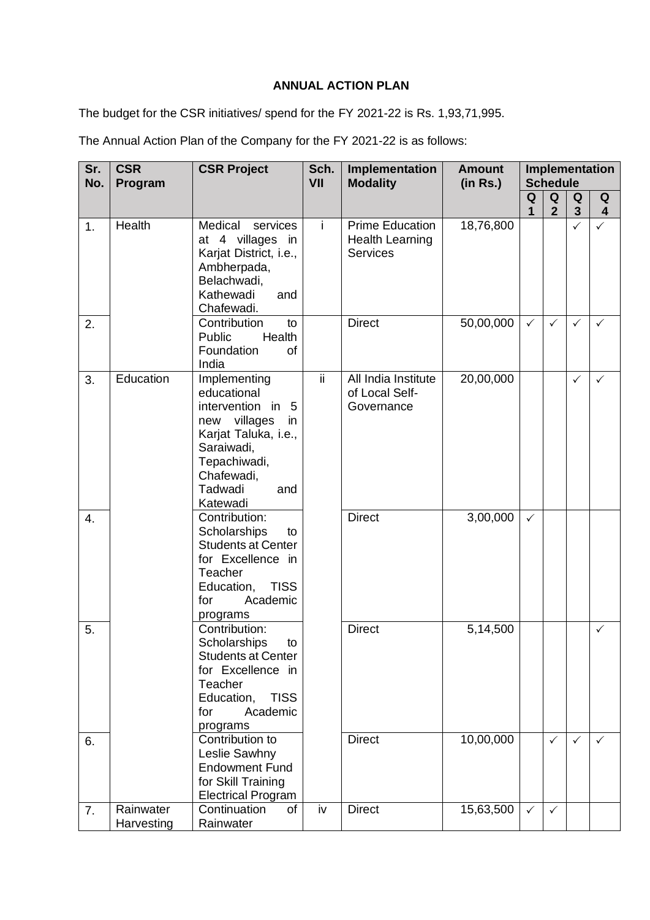**ANNUAL ACTION PLAN**

The budget for the CSR initiatives/ spend for the FY 2021-22 is Rs. 1,93,71,995.

The Annual Action Plan of the Company for the FY 2021-22 is as follows:

| Sr. No. | CSR Program | CSR Project | Sch. VII | Implementation Modality | Amount (in Rs.) | Implementation Schedule | | | |
|---|---|---|---|---|---|---|---|---|---|
| | | | | | | Q 1 | Q 2 | Q 3 | Q 4 |
| 1. | Health | Medical services at 4 villages in Karjat District, i.e., Ambherpada, Belachwadi, Kathewadi and Chafewadi. | i | Prime Education Health Learning Services | 18,76,800 | | | ✓ | ✓ |
| 2. | | Contribution to Public Health Foundation of India | | Direct | 50,00,000 | ✓ | ✓ | ✓ | ✓ |
| 3. | Education | Implementing educational intervention in 5 new villages in Karjat Taluka, i.e., Saraiwadi, Tepachiwadi, Chafewadi, Tadwadi and Katewadi | ii | All India Institute of Local Self-Governance | 20,00,000 | | | ✓ | ✓ |
| 4. | | Contribution: Scholarships to Students at Center for Excellence in Teacher Education, TISS for Academic programs | | Direct | 3,00,000 | ✓ | | | |
| 5. | | Contribution: Scholarships to Students at Center for Excellence in Teacher Education, TISS for Academic programs | | Direct | 5,14,500 | | | | ✓ |
| 6. | | Contribution to Leslie Sawhny Endowment Fund for Skill Training Electrical Program | | Direct | 10,00,000 | | ✓ | ✓ | ✓ |
| 7. | Rainwater Harvesting | Continuation of Rainwater | iv | Direct | 15,63,500 | ✓ | ✓ | | |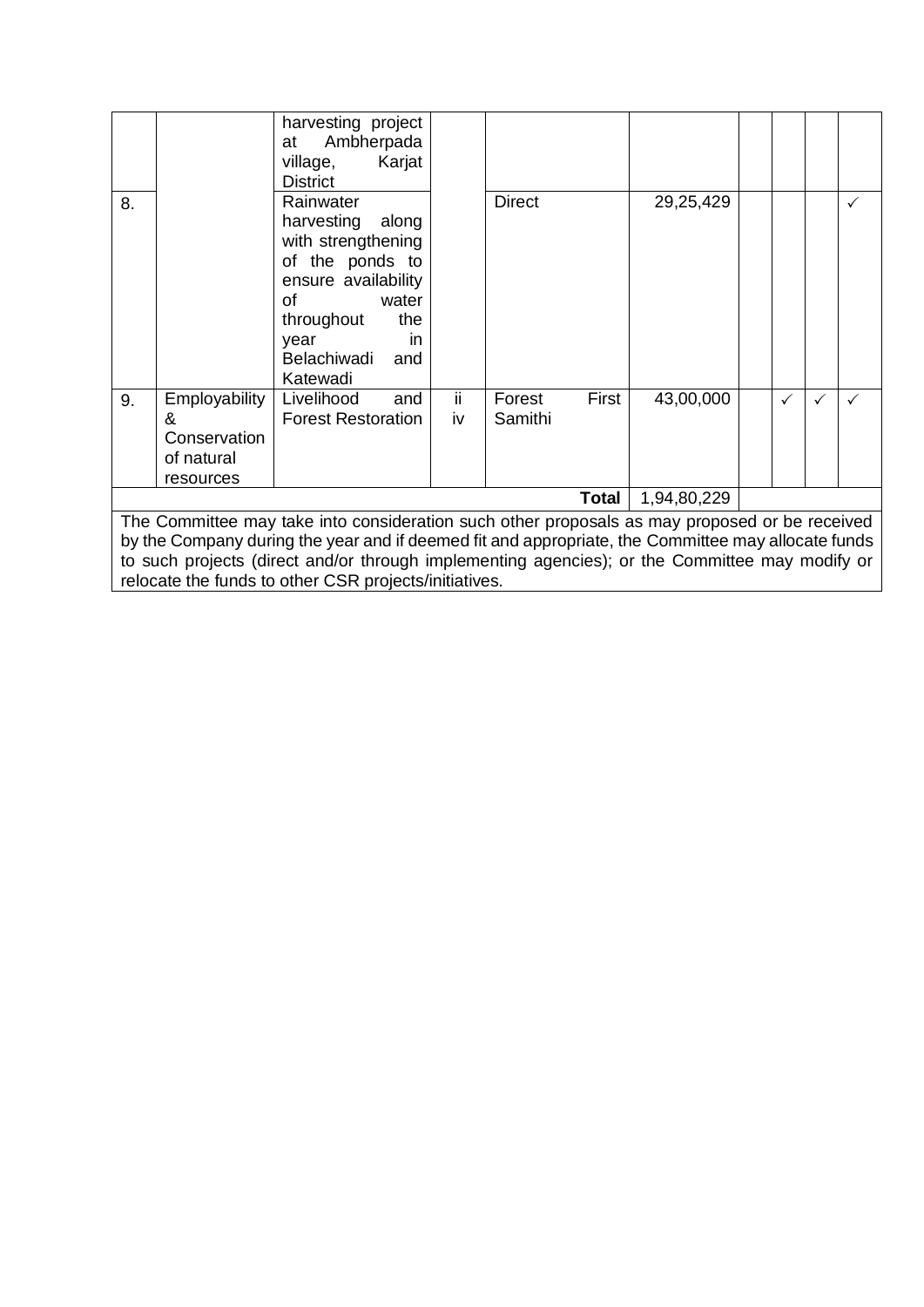| | | | | | | | | | |
|---|---|---|---|---|---|---|---|---|---|
| | | harvesting project at Ambherpada village, Karjat District | | | | | | | |
| 8. | | Rainwater harvesting along with strengthening of the ponds to ensure availability of water throughout the year in Belachiwadi and Katewadi | | Direct | 29,25,429 | | | | ✓ |
| 9. | Employability & Conservation of natural resources | Livelihood and Forest Restoration | ii iv | Forest First Samithi | 43,00,000 | | ✓ | ✓ | ✓ |
| | | | | **Total** | 1,94,80,229 | | | | |

The Committee may take into consideration such other proposals as may proposed or be received by the Company during the year and if deemed fit and appropriate, the Committee may allocate funds to such projects (direct and/or through implementing agencies); or the Committee may modify or relocate the funds to other CSR projects/initiatives.